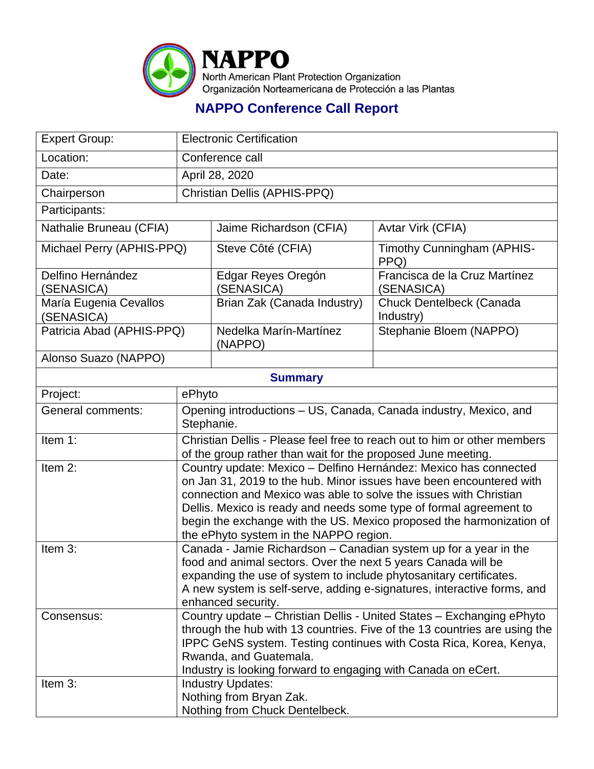# NAPPO

North American Plant Protection Organization
Organización Norteamericana de Protección a las Plantas

## NAPPO Conference Call Report

| Expert Group: | Electronic Certification | |
|---|---|---|
| Location: | Conference call | |
| Date: | April 28, 2020 | |
| Chairperson | Christian Dellis (APHIS-PPQ) | |
| Participants: | | |
| Nathalie Bruneau (CFIA) | Jaime Richardson (CFIA) | Avtar Virk (CFIA) |
| Michael Perry (APHIS-PPQ) | Steve Côté (CFIA) | Timothy Cunningham (APHIS-PPQ) |
| Delfino Hernández (SENASICA) | Edgar Reyes Oregón (SENASICA) | Francisca de la Cruz Martínez (SENASICA) |
| María Eugenia Cevallos (SENASICA) | Brian Zak (Canada Industry) | Chuck Dentelbeck (Canada Industry) |
| Patricia Abad (APHIS-PPQ) | Nedelka Marín-Martínez (NAPPO) | Stephanie Bloem (NAPPO) |
| Alonso Suazo (NAPPO) | | |

**Summary**

| | |
|---|---|
| Project: | ePhyto |
| General comments: | Opening introductions – US, Canada, Canada industry, Mexico, and Stephanie. |
| Item 1: | Christian Dellis - Please feel free to reach out to him or other members of the group rather than wait for the proposed June meeting. |
| Item 2: | Country update: Mexico – Delfino Hernández: Mexico has connected on Jan 31, 2019 to the hub. Minor issues have been encountered with connection and Mexico was able to solve the issues with Christian Dellis. Mexico is ready and needs some type of formal agreement to begin the exchange with the US. Mexico proposed the harmonization of the ePhyto system in the NAPPO region. |
| Item 3: | Canada - Jamie Richardson – Canadian system up for a year in the food and animal sectors. Over the next 5 years Canada will be expanding the use of system to include phytosanitary certificates. A new system is self-serve, adding e-signatures, interactive forms, and enhanced security. |
| Consensus: | Country update – Christian Dellis - United States – Exchanging ePhyto through the hub with 13 countries. Five of the 13 countries are using the IPPC GeNS system. Testing continues with Costa Rica, Korea, Kenya, Rwanda, and Guatemala. Industry is looking forward to engaging with Canada on eCert. |
| Item 3: | Industry Updates: Nothing from Bryan Zak. Nothing from Chuck Dentelbeck. |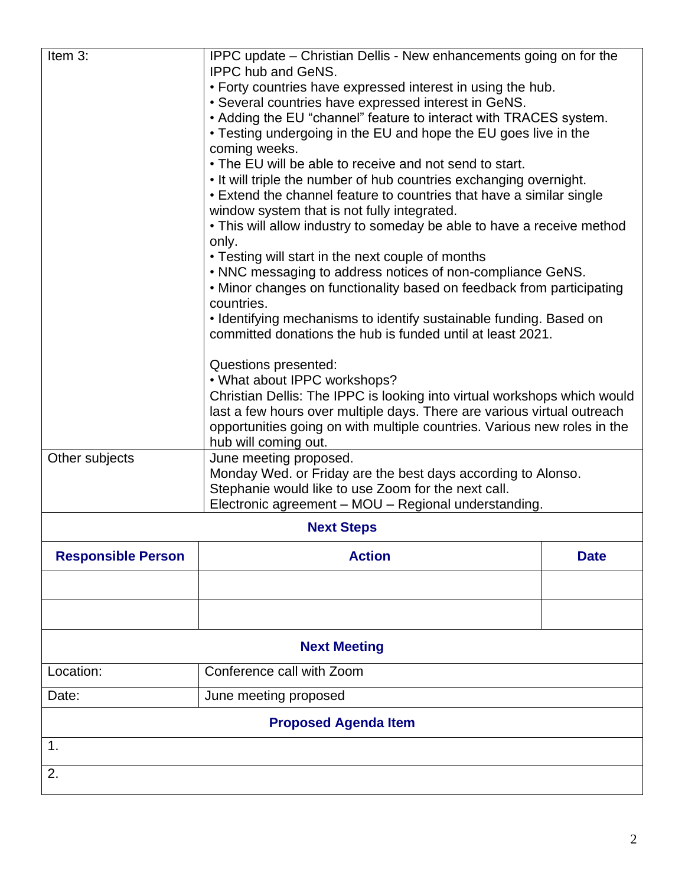| | |
|---|---|
| Item 3: | IPPC update – Christian Dellis - New enhancements going on for the IPPC hub and GeNS.<br>• Forty countries have expressed interest in using the hub.<br>• Several countries have expressed interest in GeNS.<br>• Adding the EU "channel" feature to interact with TRACES system.<br>• Testing undergoing in the EU and hope the EU goes live in the coming weeks.<br>• The EU will be able to receive and not send to start.<br>• It will triple the number of hub countries exchanging overnight.<br>• Extend the channel feature to countries that have a similar single window system that is not fully integrated.<br>• This will allow industry to someday be able to have a receive method only.<br>• Testing will start in the next couple of months<br>• NNC messaging to address notices of non-compliance GeNS.<br>• Minor changes on functionality based on feedback from participating countries.<br>• Identifying mechanisms to identify sustainable funding. Based on committed donations the hub is funded until at least 2021.<br><br>Questions presented:<br>• What about IPPC workshops?<br>Christian Dellis: The IPPC is looking into virtual workshops which would last a few hours over multiple days. There are various virtual outreach opportunities going on with multiple countries. Various new roles in the hub will coming out. |
| Other subjects | June meeting proposed.<br>Monday Wed. or Friday are the best days according to Alonso.<br>Stephanie would like to use Zoom for the next call.<br>Electronic agreement – MOU – Regional understanding. |

**Next Steps**

| Responsible Person | Action | Date |
|---|---|---|
| | | |
| | | |

**Next Meeting**

| | |
|---|---|
| Location: | Conference call with Zoom |
| Date: | June meeting proposed |

**Proposed Agenda Item**

1.

2.